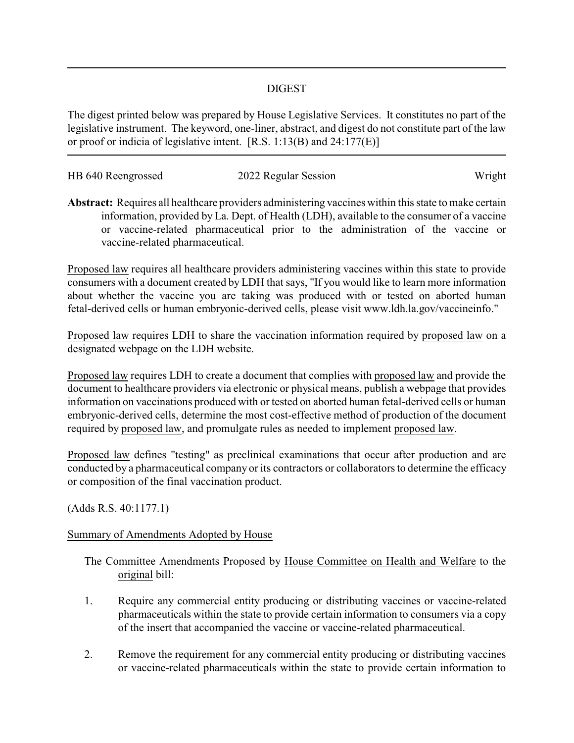# DIGEST

The digest printed below was prepared by House Legislative Services. It constitutes no part of the legislative instrument. The keyword, one-liner, abstract, and digest do not constitute part of the law or proof or indicia of legislative intent. [R.S. 1:13(B) and 24:177(E)]

HB 640 Reengrossed | 2022 Regular Session | Wright

**Abstract:** Requires all healthcare providers administering vaccines within this state to make certain information, provided by La. Dept. of Health (LDH), available to the consumer of a vaccine or vaccine-related pharmaceutical prior to the administration of the vaccine or vaccine-related pharmaceutical.

Proposed law requires all healthcare providers administering vaccines within this state to provide consumers with a document created by LDH that says, "If you would like to learn more information about whether the vaccine you are taking was produced with or tested on aborted human fetal-derived cells or human embryonic-derived cells, please visit www.ldh.la.gov/vaccineinfo."

Proposed law requires LDH to share the vaccination information required by proposed law on a designated webpage on the LDH website.

Proposed law requires LDH to create a document that complies with proposed law and provide the document to healthcare providers via electronic or physical means, publish a webpage that provides information on vaccinations produced with or tested on aborted human fetal-derived cells or human embryonic-derived cells, determine the most cost-effective method of production of the document required by proposed law, and promulgate rules as needed to implement proposed law.

Proposed law defines "testing" as preclinical examinations that occur after production and are conducted by a pharmaceutical company or its contractors or collaborators to determine the efficacy or composition of the final vaccination product.

(Adds R.S. 40:1177.1)

Summary of Amendments Adopted by House

The Committee Amendments Proposed by House Committee on Health and Welfare to the original bill:

1. Require any commercial entity producing or distributing vaccines or vaccine-related pharmaceuticals within the state to provide certain information to consumers via a copy of the insert that accompanied the vaccine or vaccine-related pharmaceutical.

2. Remove the requirement for any commercial entity producing or distributing vaccines or vaccine-related pharmaceuticals within the state to provide certain information to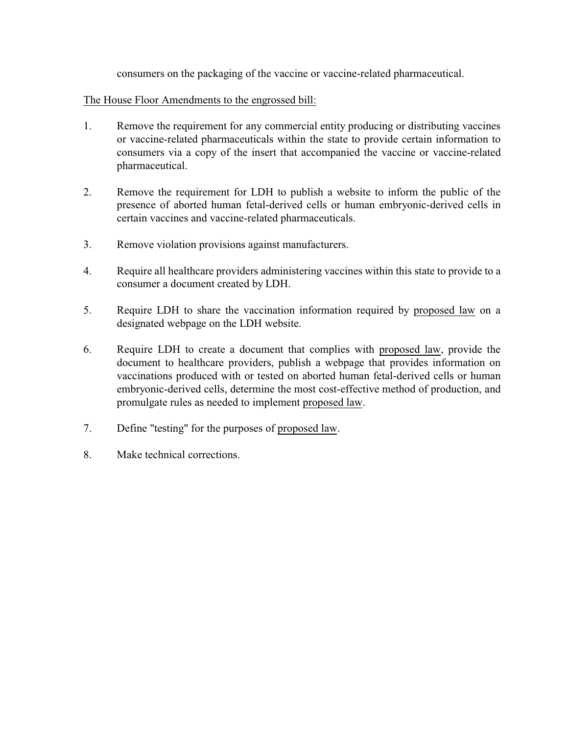consumers on the packaging of the vaccine or vaccine-related pharmaceutical.

The House Floor Amendments to the engrossed bill:

1. Remove the requirement for any commercial entity producing or distributing vaccines or vaccine-related pharmaceuticals within the state to provide certain information to consumers via a copy of the insert that accompanied the vaccine or vaccine-related pharmaceutical.

2. Remove the requirement for LDH to publish a website to inform the public of the presence of aborted human fetal-derived cells or human embryonic-derived cells in certain vaccines and vaccine-related pharmaceuticals.

3. Remove violation provisions against manufacturers.

4. Require all healthcare providers administering vaccines within this state to provide to a consumer a document created by LDH.

5. Require LDH to share the vaccination information required by proposed law on a designated webpage on the LDH website.

6. Require LDH to create a document that complies with proposed law, provide the document to healthcare providers, publish a webpage that provides information on vaccinations produced with or tested on aborted human fetal-derived cells or human embryonic-derived cells, determine the most cost-effective method of production, and promulgate rules as needed to implement proposed law.

7. Define "testing" for the purposes of proposed law.

8. Make technical corrections.